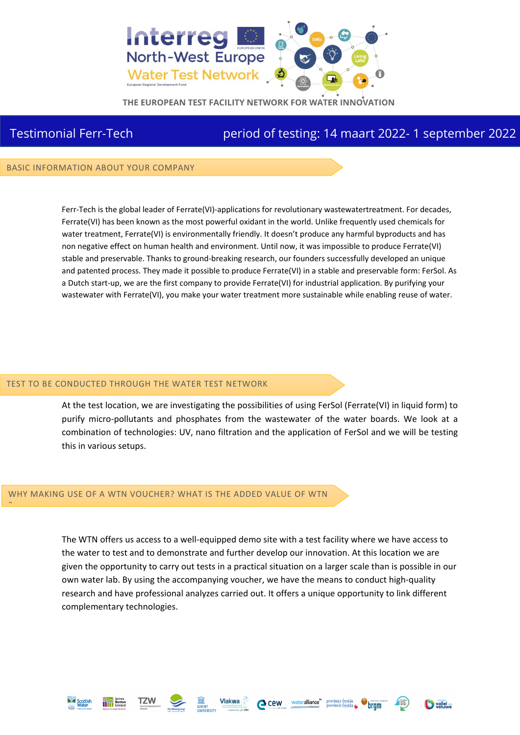THE EUROPEAN TEST FACILITY NETWORK FOR WATER INNOVATION

# Testimonial Ferr-Tech — period of testing: 14 maart 2022- 1 september 2022

## BASIC INFORMATION ABOUT YOUR COMPANY

Ferr-Tech is the global leader of Ferrate(VI)-applications for revolutionary wastewatertreatment. For decades, Ferrate(VI) has been known as the most powerful oxidant in the world. Unlike frequently used chemicals for water treatment, Ferrate(VI) is environmentally friendly. It doesn't produce any harmful byproducts and has non negative effect on human health and environment. Until now, it was impossible to produce Ferrate(VI) stable and preservable. Thanks to ground-breaking research, our founders successfully developed an unique and patented process. They made it possible to produce Ferrate(VI) in a stable and preservable form: FerSol. As a Dutch start-up, we are the first company to provide Ferrate(VI) for industrial application. By purifying your wastewater with Ferrate(VI), you make your water treatment more sustainable while enabling reuse of water.

## TEST TO BE CONDUCTED THROUGH THE WATER TEST NETWORK

At the test location, we are investigating the possibilities of using FerSol (Ferrate(VI) in liquid form) to purify micro-pollutants and phosphates from the wastewater of the water boards. We look at a combination of technologies: UV, nano filtration and the application of FerSol and we will be testing this in various setups.

## WHY MAKING USE OF A WTN VOUCHER? WHAT IS THE ADDED VALUE OF WTN ?

The WTN offers us access to a well-equipped demo site with a test facility where we have access to the water to test and to demonstrate and further develop our innovation. At this location we are given the opportunity to carry out tests in a practical situation on a larger scale than is possible in our own water lab. By using the accompanying voucher, we have the means to conduct high-quality research and have professional analyzes carried out. It offers a unique opportunity to link different complementary technologies.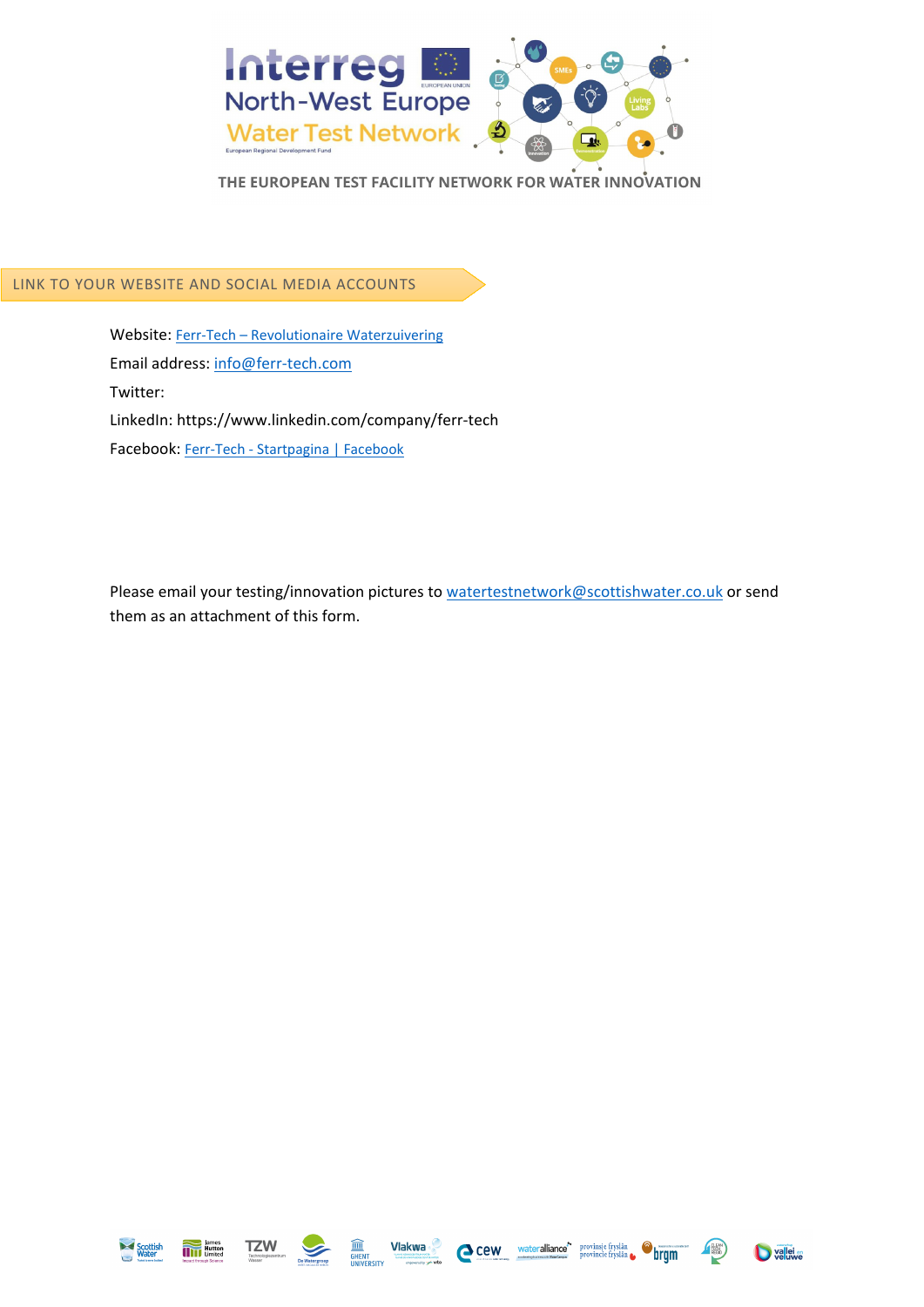## LINK TO YOUR WEBSITE AND SOCIAL MEDIA ACCOUNTS

Website: Ferr-Tech – Revolutionaire Waterzuivering

Email address: info@ferr-tech.com

Twitter:

LinkedIn: https://www.linkedin.com/company/ferr-tech

Facebook: Ferr-Tech - Startpagina | Facebook

Please email your testing/innovation pictures to watertestnetwork@scottishwater.co.uk or send them as an attachment of this form.